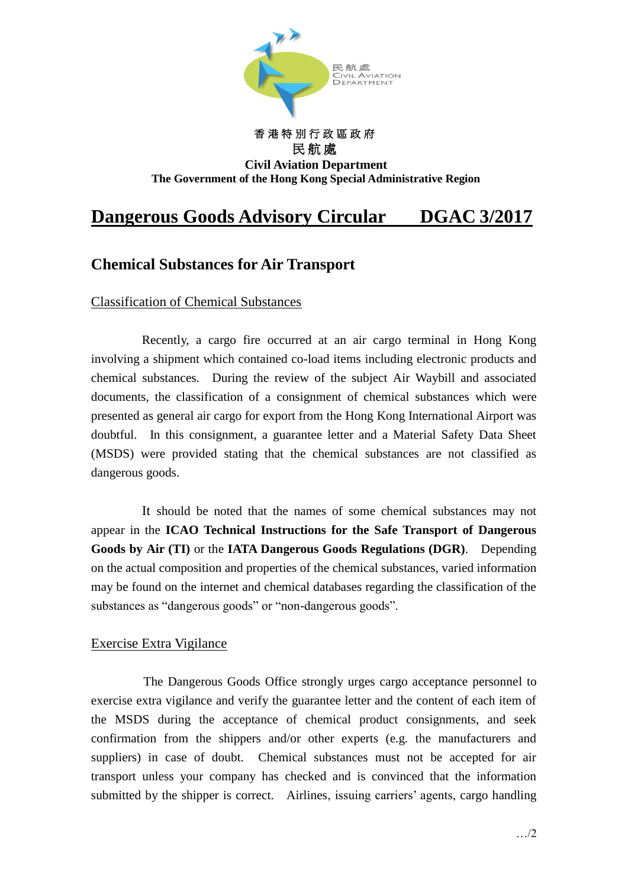香港特別行政區政府
民航處
**Civil Aviation Department**
**The Government of the Hong Kong Special Administrative Region**

# Dangerous Goods Advisory Circular DGAC 3/2017

## Chemical Substances for Air Transport

### Classification of Chemical Substances

Recently, a cargo fire occurred at an air cargo terminal in Hong Kong involving a shipment which contained co-load items including electronic products and chemical substances. During the review of the subject Air Waybill and associated documents, the classification of a consignment of chemical substances which were presented as general air cargo for export from the Hong Kong International Airport was doubtful. In this consignment, a guarantee letter and a Material Safety Data Sheet (MSDS) were provided stating that the chemical substances are not classified as dangerous goods.

It should be noted that the names of some chemical substances may not appear in the **ICAO Technical Instructions for the Safe Transport of Dangerous Goods by Air (TI)** or the **IATA Dangerous Goods Regulations (DGR)**. Depending on the actual composition and properties of the chemical substances, varied information may be found on the internet and chemical databases regarding the classification of the substances as "dangerous goods" or "non-dangerous goods".

### Exercise Extra Vigilance

The Dangerous Goods Office strongly urges cargo acceptance personnel to exercise extra vigilance and verify the guarantee letter and the content of each item of the MSDS during the acceptance of chemical product consignments, and seek confirmation from the shippers and/or other experts (e.g. the manufacturers and suppliers) in case of doubt. Chemical substances must not be accepted for air transport unless your company has checked and is convinced that the information submitted by the shipper is correct. Airlines, issuing carriers' agents, cargo handling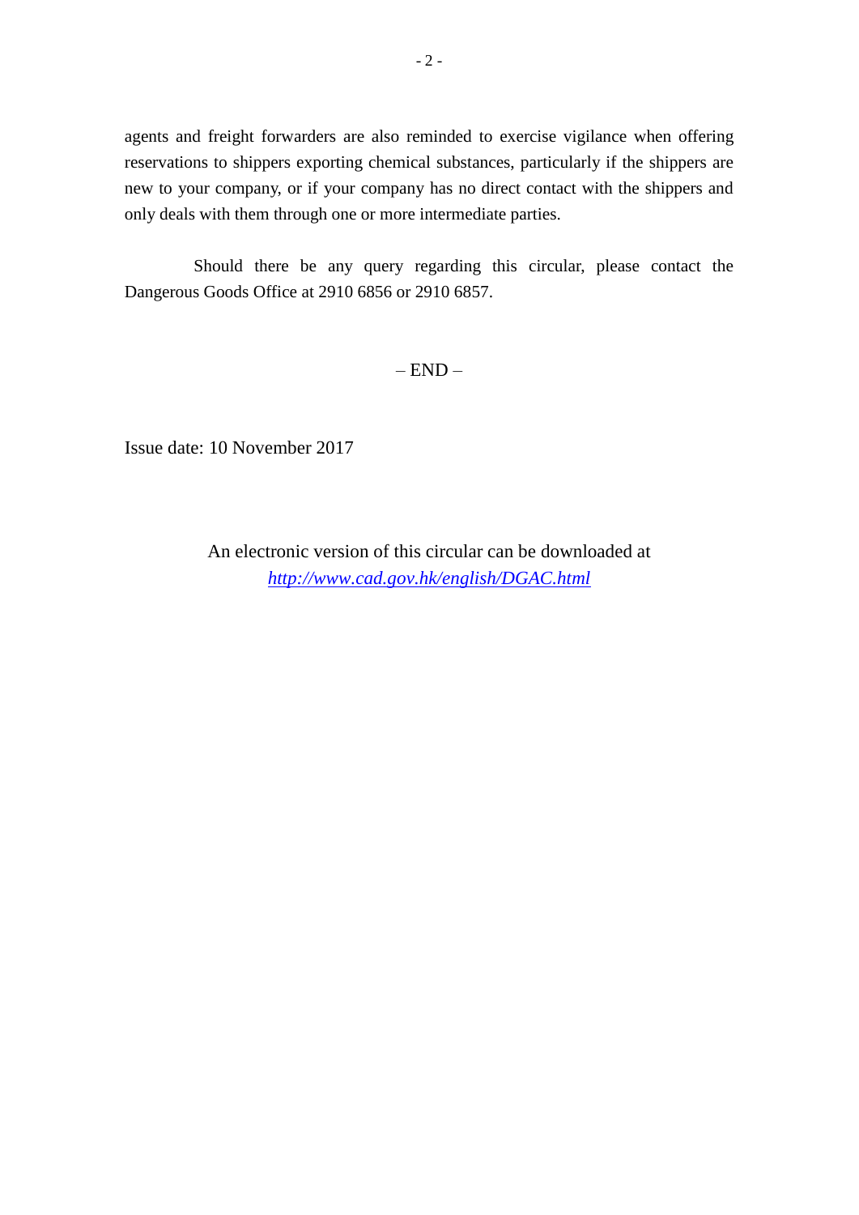agents and freight forwarders are also reminded to exercise vigilance when offering reservations to shippers exporting chemical substances, particularly if the shippers are new to your company, or if your company has no direct contact with the shippers and only deals with them through one or more intermediate parties.

Should there be any query regarding this circular, please contact the Dangerous Goods Office at 2910 6856 or 2910 6857.

– END –

Issue date: 10 November 2017

An electronic version of this circular can be downloaded at
*http://www.cad.gov.hk/english/DGAC.html*